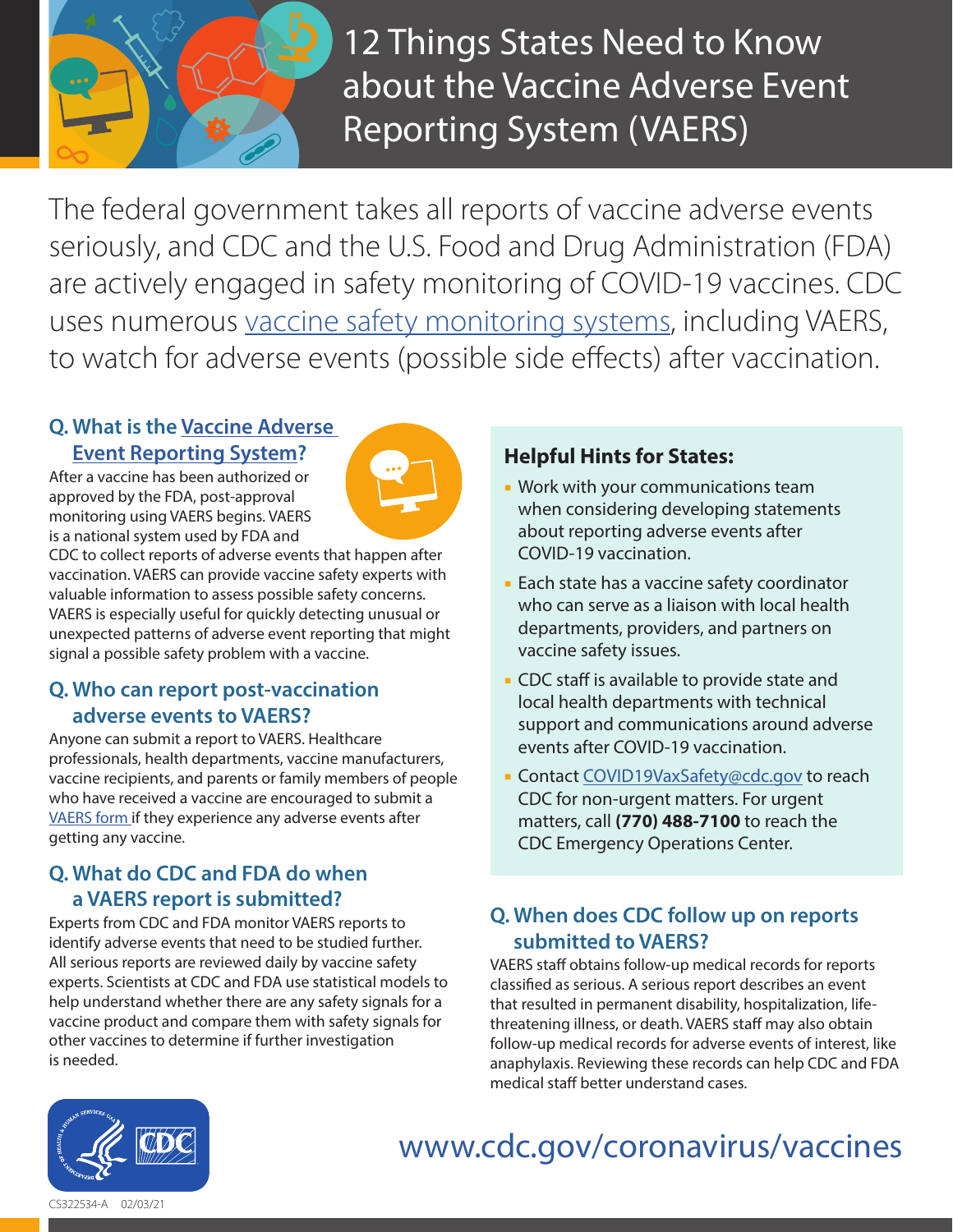# 12 Things States Need to Know about the Vaccine Adverse Event Reporting System (VAERS)

The federal government takes all reports of vaccine adverse events seriously, and CDC and the U.S. Food and Drug Administration (FDA) are actively engaged in safety monitoring of COVID-19 vaccines. CDC uses numerous vaccine safety monitoring systems, including VAERS, to watch for adverse events (possible side effects) after vaccination.

## Q. What is the Vaccine Adverse Event Reporting System?

After a vaccine has been authorized or approved by the FDA, post-approval monitoring using VAERS begins. VAERS is a national system used by FDA and CDC to collect reports of adverse events that happen after vaccination. VAERS can provide vaccine safety experts with valuable information to assess possible safety concerns. VAERS is especially useful for quickly detecting unusual or unexpected patterns of adverse event reporting that might signal a possible safety problem with a vaccine.

## Q. Who can report post-vaccination adverse events to VAERS?

Anyone can submit a report to VAERS. Healthcare professionals, health departments, vaccine manufacturers, vaccine recipients, and parents or family members of people who have received a vaccine are encouraged to submit a VAERS form if they experience any adverse events after getting any vaccine.

## Q. What do CDC and FDA do when a VAERS report is submitted?

Experts from CDC and FDA monitor VAERS reports to identify adverse events that need to be studied further. All serious reports are reviewed daily by vaccine safety experts. Scientists at CDC and FDA use statistical models to help understand whether there are any safety signals for a vaccine product and compare them with safety signals for other vaccines to determine if further investigation is needed.

### Helpful Hints for States:

- Work with your communications team when considering developing statements about reporting adverse events after COVID-19 vaccination.
- Each state has a vaccine safety coordinator who can serve as a liaison with local health departments, providers, and partners on vaccine safety issues.
- CDC staff is available to provide state and local health departments with technical support and communications around adverse events after COVID-19 vaccination.
- Contact COVID19VaxSafety@cdc.gov to reach CDC for non-urgent matters. For urgent matters, call **(770) 488-7100** to reach the CDC Emergency Operations Center.

## Q. When does CDC follow up on reports submitted to VAERS?

VAERS staff obtains follow-up medical records for reports classified as serious. A serious report describes an event that resulted in permanent disability, hospitalization, life-threatening illness, or death. VAERS staff may also obtain follow-up medical records for adverse events of interest, like anaphylaxis. Reviewing these records can help CDC and FDA medical staff better understand cases.

www.cdc.gov/coronavirus/vaccines

CS322534-A 02/03/21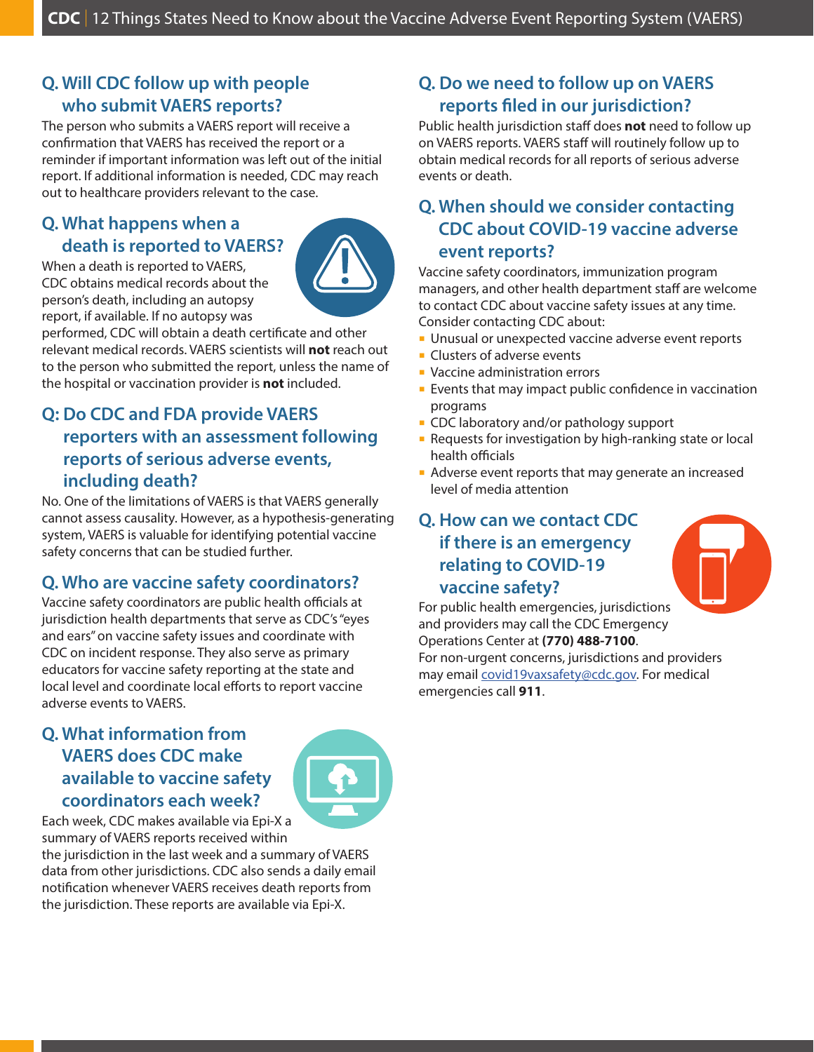## Q. Will CDC follow up with people who submit VAERS reports?

The person who submits a VAERS report will receive a confirmation that VAERS has received the report or a reminder if important information was left out of the initial report. If additional information is needed, CDC may reach out to healthcare providers relevant to the case.

## Q. What happens when a death is reported to VAERS?

When a death is reported to VAERS, CDC obtains medical records about the person's death, including an autopsy report, if available. If no autopsy was performed, CDC will obtain a death certificate and other relevant medical records. VAERS scientists will **not** reach out to the person who submitted the report, unless the name of the hospital or vaccination provider is **not** included.

## Q: Do CDC and FDA provide VAERS reporters with an assessment following reports of serious adverse events, including death?

No. One of the limitations of VAERS is that VAERS generally cannot assess causality. However, as a hypothesis-generating system, VAERS is valuable for identifying potential vaccine safety concerns that can be studied further.

## Q. Who are vaccine safety coordinators?

Vaccine safety coordinators are public health officials at jurisdiction health departments that serve as CDC's "eyes and ears" on vaccine safety issues and coordinate with CDC on incident response. They also serve as primary educators for vaccine safety reporting at the state and local level and coordinate local efforts to report vaccine adverse events to VAERS.

## Q. What information from VAERS does CDC make available to vaccine safety coordinators each week?

Each week, CDC makes available via Epi-X a summary of VAERS reports received within the jurisdiction in the last week and a summary of VAERS data from other jurisdictions. CDC also sends a daily email notification whenever VAERS receives death reports from the jurisdiction. These reports are available via Epi-X.

## Q. Do we need to follow up on VAERS reports filed in our jurisdiction?

Public health jurisdiction staff does **not** need to follow up on VAERS reports. VAERS staff will routinely follow up to obtain medical records for all reports of serious adverse events or death.

## Q. When should we consider contacting CDC about COVID-19 vaccine adverse event reports?

Vaccine safety coordinators, immunization program managers, and other health department staff are welcome to contact CDC about vaccine safety issues at any time. Consider contacting CDC about:

- Unusual or unexpected vaccine adverse event reports
- Clusters of adverse events
- Vaccine administration errors
- Events that may impact public confidence in vaccination programs
- CDC laboratory and/or pathology support
- Requests for investigation by high-ranking state or local health officials
- Adverse event reports that may generate an increased level of media attention

## Q. How can we contact CDC if there is an emergency relating to COVID-19 vaccine safety?

For public health emergencies, jurisdictions and providers may call the CDC Emergency Operations Center at **(770) 488-7100**.

For non-urgent concerns, jurisdictions and providers may email covid19vaxsafety@cdc.gov. For medical emergencies call **911**.